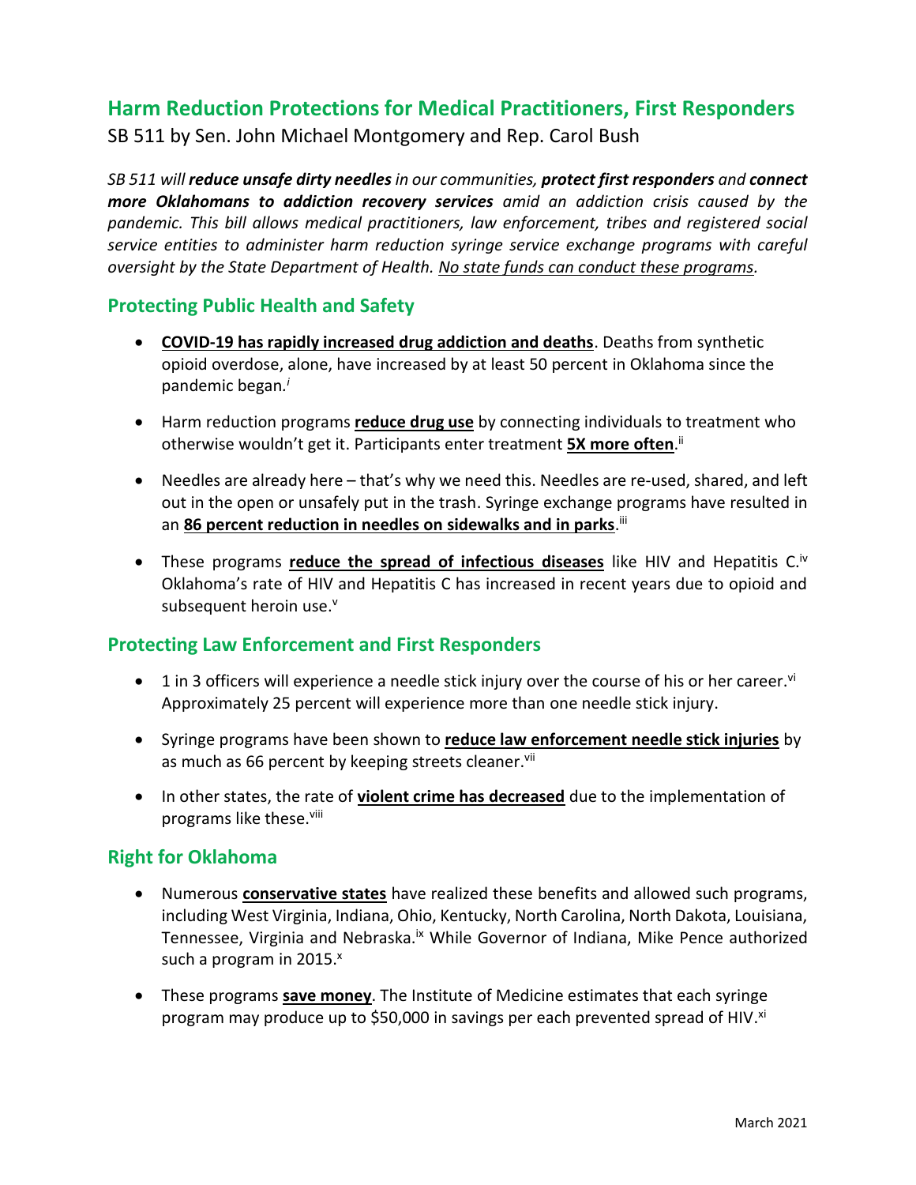# Harm Reduction Protections for Medical Practitioners, First Responders

SB 511 by Sen. John Michael Montgomery and Rep. Carol Bush

*SB 511 will **reduce unsafe dirty needles** in our communities, **protect first responders** and **connect more Oklahomans to addiction recovery services** amid an addiction crisis caused by the pandemic. This bill allows medical practitioners, law enforcement, tribes and registered social service entities to administer harm reduction syringe service exchange programs with careful oversight by the State Department of Health. <u>No state funds can conduct these programs</u>.*

## Protecting Public Health and Safety

- **<u>COVID-19 has rapidly increased drug addiction and deaths</u>**. Deaths from synthetic opioid overdose, alone, have increased by at least 50 percent in Oklahoma since the pandemic began.[i]
- Harm reduction programs **<u>reduce drug use</u>** by connecting individuals to treatment who otherwise wouldn't get it. Participants enter treatment **<u>5X more often</u>**.[ii]
- Needles are already here – that's why we need this. Needles are re-used, shared, and left out in the open or unsafely put in the trash. Syringe exchange programs have resulted in an **<u>86 percent reduction in needles on sidewalks and in parks</u>**.[iii]
- These programs **<u>reduce the spread of infectious diseases</u>** like HIV and Hepatitis C.[iv] Oklahoma's rate of HIV and Hepatitis C has increased in recent years due to opioid and subsequent heroin use.[v]

## Protecting Law Enforcement and First Responders

- 1 in 3 officers will experience a needle stick injury over the course of his or her career.[vi] Approximately 25 percent will experience more than one needle stick injury.
- Syringe programs have been shown to **<u>reduce law enforcement needle stick injuries</u>** by as much as 66 percent by keeping streets cleaner.[vii]
- In other states, the rate of **<u>violent crime has decreased</u>** due to the implementation of programs like these.[viii]

## Right for Oklahoma

- Numerous **<u>conservative states</u>** have realized these benefits and allowed such programs, including West Virginia, Indiana, Ohio, Kentucky, North Carolina, North Dakota, Louisiana, Tennessee, Virginia and Nebraska.[ix] While Governor of Indiana, Mike Pence authorized such a program in 2015.[x]
- These programs **<u>save money</u>**. The Institute of Medicine estimates that each syringe program may produce up to $50,000 in savings per each prevented spread of HIV.[xi]

March 2021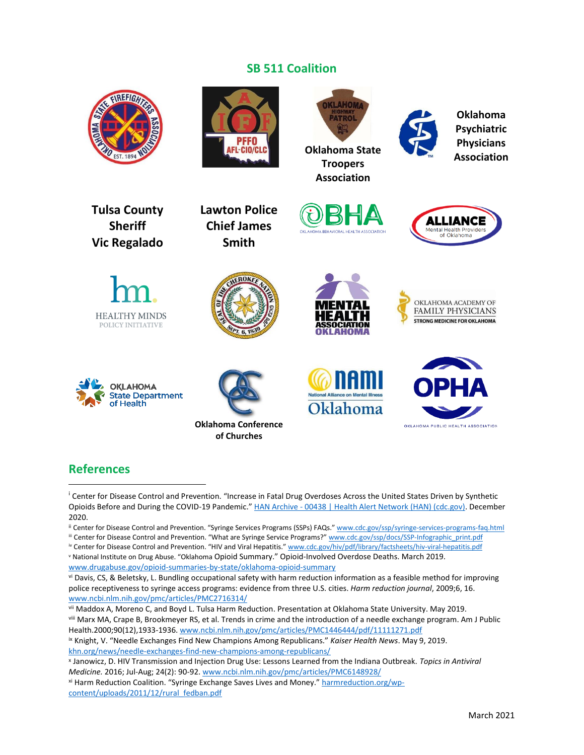## SB 511 Coalition

Oklahoma State Firefighters Association

IAFF PFFO AFL-CIO/CLC

Oklahoma State Troopers Association

Oklahoma Psychiatric Physicians Association

Tulsa County Sheriff Vic Regalado

Lawton Police Chief James Smith

OBHA Oklahoma Behavioral Health Association

Alliance Mental Health Providers of Oklahoma

Healthy Minds Policy Initiative

Seal of the Cherokee Nation

Mental Health Association Oklahoma

Oklahoma Academy of Family Physicians — Strong Medicine for Oklahoma

Oklahoma State Department of Health

Oklahoma Conference of Churches

NAMI National Alliance on Mental Illness Oklahoma

OPHA Oklahoma Public Health Association

## References

[i] Center for Disease Control and Prevention. "Increase in Fatal Drug Overdoses Across the United States Driven by Synthetic Opioids Before and During the COVID-19 Pandemic." HAN Archive - 00438 | Health Alert Network (HAN) (cdc.gov). December 2020.

[ii] Center for Disease Control and Prevention. "Syringe Services Programs (SSPs) FAQs." www.cdc.gov/ssp/syringe-services-programs-faq.html

[iii] Center for Disease Control and Prevention. "What are Syringe Service Programs?" www.cdc.gov/ssp/docs/SSP-Infographic_print.pdf

[iv] Center for Disease Control and Prevention. "HIV and Viral Hepatitis." www.cdc.gov/hiv/pdf/library/factsheets/hiv-viral-hepatitis.pdf

[v] National Institute on Drug Abuse. "Oklahoma Opioid Summary." Opioid-Involved Overdose Deaths. March 2019. www.drugabuse.gov/opioid-summaries-by-state/oklahoma-opioid-summary

[vi] Davis, CS, & Beletsky, L. Bundling occupational safety with harm reduction information as a feasible method for improving police receptiveness to syringe access programs: evidence from three U.S. cities. *Harm reduction journal*, 2009;6, 16. www.ncbi.nlm.nih.gov/pmc/articles/PMC2716314/

[vii] Maddox A, Moreno C, and Boyd L. Tulsa Harm Reduction. Presentation at Oklahoma State University. May 2019.

[viii] Marx MA, Crape B, Brookmeyer RS, et al. Trends in crime and the introduction of a needle exchange program. Am J Public Health.2000;90(12),1933-1936. www.ncbi.nlm.nih.gov/pmc/articles/PMC1446444/pdf/11111271.pdf

[ix] Knight, V. "Needle Exchanges Find New Champions Among Republicans." *Kaiser Health News*. May 9, 2019. khn.org/news/needle-exchanges-find-new-champions-among-republicans/

[x] Janowicz, D. HIV Transmission and Injection Drug Use: Lessons Learned from the Indiana Outbreak. *Topics in Antiviral Medicine*. 2016; Jul-Aug; 24(2): 90-92. www.ncbi.nlm.nih.gov/pmc/articles/PMC6148928/

[xi] Harm Reduction Coalition. "Syringe Exchange Saves Lives and Money." harmreduction.org/wp-content/uploads/2011/12/rural_fedban.pdf

March 2021